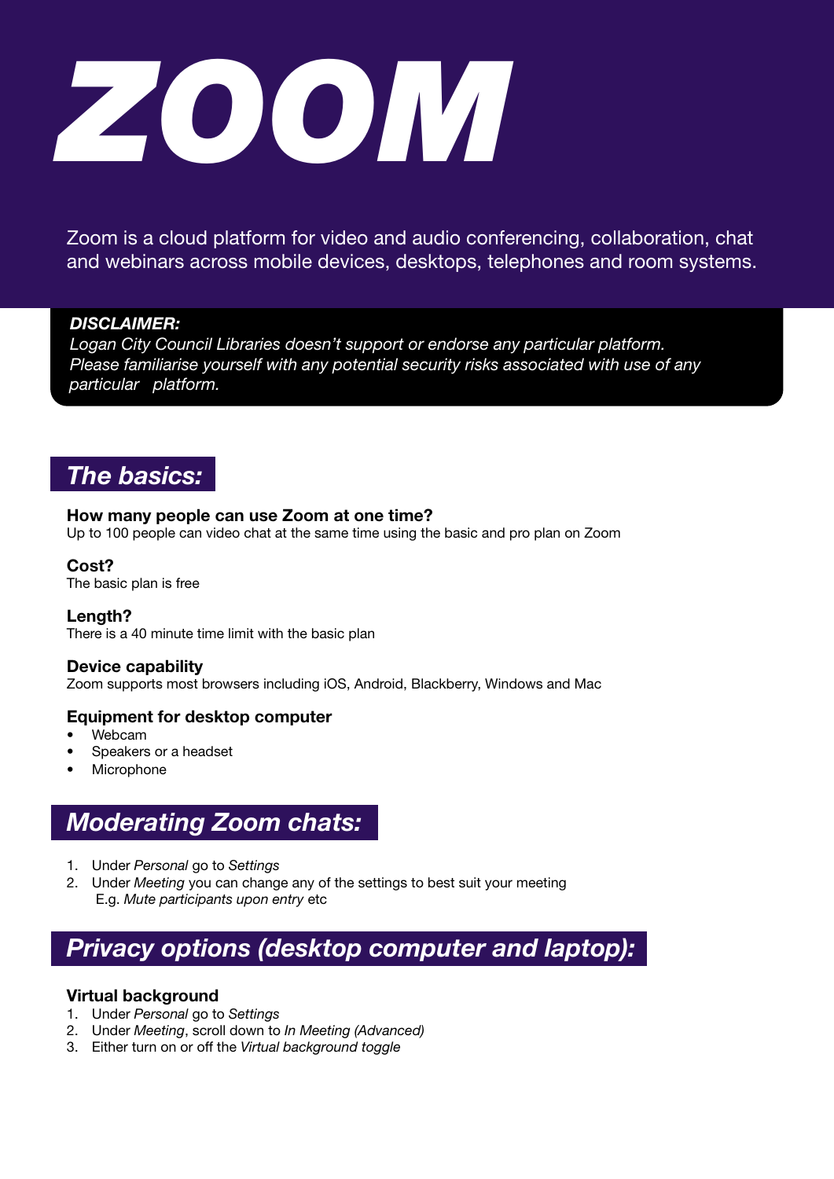# ZOOM

Zoom is a cloud platform for video and audio conferencing, collaboration, chat and webinars across mobile devices, desktops, telephones and room systems.

***DISCLAIMER:***
*Logan City Council Libraries doesn't support or endorse any particular platform. Please familiarise yourself with any potential security risks associated with use of any particular platform.*

## *The basics:*

**How many people can use Zoom at one time?**
Up to 100 people can video chat at the same time using the basic and pro plan on Zoom

**Cost?**
The basic plan is free

**Length?**
There is a 40 minute time limit with the basic plan

**Device capability**
Zoom supports most browsers including iOS, Android, Blackberry, Windows and Mac

**Equipment for desktop computer**

- Webcam
- Speakers or a headset
- Microphone

## *Moderating Zoom chats:*

1. Under *Personal* go to *Settings*
2. Under *Meeting* you can change any of the settings to best suit your meeting E.g. *Mute participants upon entry* etc

## *Privacy options (desktop computer and laptop):*

**Virtual background**

1. Under *Personal* go to *Settings*
2. Under *Meeting*, scroll down to *In Meeting (Advanced)*
3. Either turn on or off the *Virtual background toggle*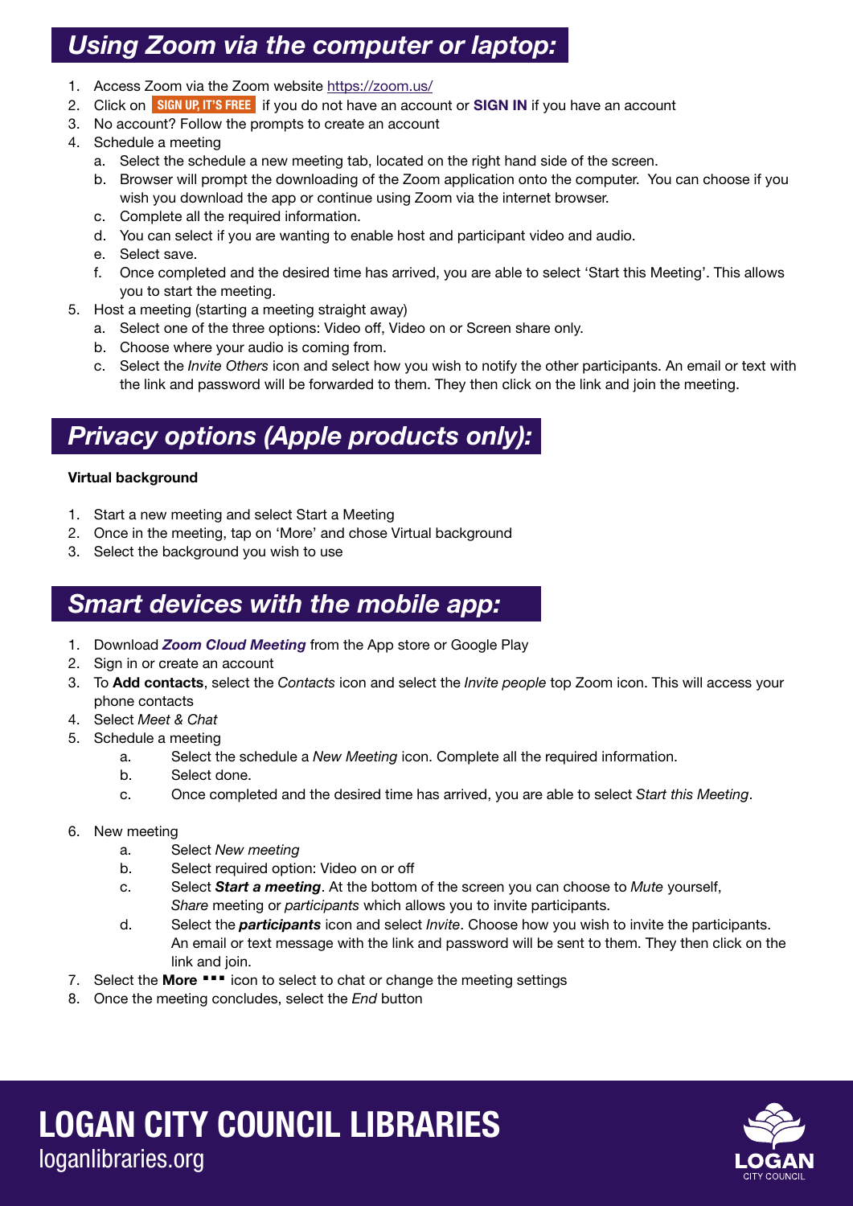## *Using Zoom via the computer or laptop:*

1. Access Zoom via the Zoom website https://zoom.us/
2. Click on **SIGN UP, IT'S FREE** if you do not have an account or **SIGN IN** if you have an account
3. No account? Follow the prompts to create an account
4. Schedule a meeting
   a. Select the schedule a new meeting tab, located on the right hand side of the screen.
   b. Browser will prompt the downloading of the Zoom application onto the computer. You can choose if you wish you download the app or continue using Zoom via the internet browser.
   c. Complete all the required information.
   d. You can select if you are wanting to enable host and participant video and audio.
   e. Select save.
   f. Once completed and the desired time has arrived, you are able to select 'Start this Meeting'. This allows you to start the meeting.
5. Host a meeting (starting a meeting straight away)
   a. Select one of the three options: Video off, Video on or Screen share only.
   b. Choose where your audio is coming from.
   c. Select the *Invite Others* icon and select how you wish to notify the other participants. An email or text with the link and password will be forwarded to them. They then click on the link and join the meeting.

## *Privacy options (Apple products only):*

**Virtual background**

1. Start a new meeting and select Start a Meeting
2. Once in the meeting, tap on 'More' and chose Virtual background
3. Select the background you wish to use

## *Smart devices with the mobile app:*

1. Download ***Zoom Cloud Meeting*** from the App store or Google Play
2. Sign in or create an account
3. To **Add contacts**, select the *Contacts* icon and select the *Invite people* top Zoom icon. This will access your phone contacts
4. Select *Meet & Chat*
5. Schedule a meeting
   a. Select the schedule a *New Meeting* icon. Complete all the required information.
   b. Select done.
   c. Once completed and the desired time has arrived, you are able to select *Start this Meeting*.
6. New meeting
   a. Select *New meeting*
   b. Select required option: Video on or off
   c. Select ***Start a meeting***. At the bottom of the screen you can choose to *Mute* yourself, *Share* meeting or *participants* which allows you to invite participants.
   d. Select the ***participants*** icon and select *Invite*. Choose how you wish to invite the participants. An email or text message with the link and password will be sent to them. They then click on the link and join.
7. Select the **More** ▪▪▪ icon to select to chat or change the meeting settings
8. Once the meeting concludes, select the *End* button

**LOGAN CITY COUNCIL LIBRARIES**
loganlibraries.org

LOGAN CITY COUNCIL